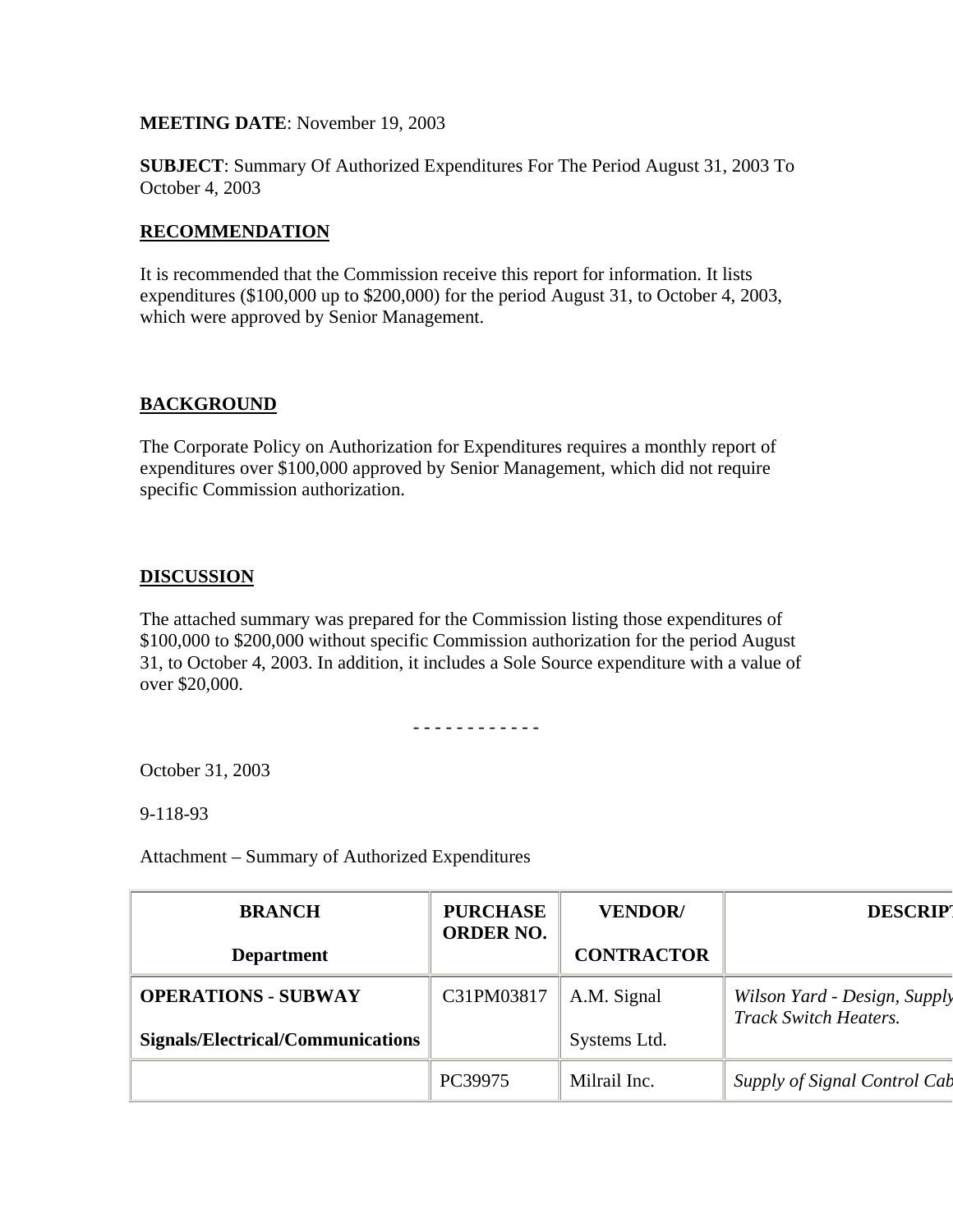**MEETING DATE**: November 19, 2003

**SUBJECT**: Summary Of Authorized Expenditures For The Period August 31, 2003 To October 4, 2003

## RECOMMENDATION

It is recommended that the Commission receive this report for information. It lists expenditures ($100,000 up to $200,000) for the period August 31, to October 4, 2003, which were approved by Senior Management.

## BACKGROUND

The Corporate Policy on Authorization for Expenditures requires a monthly report of expenditures over $100,000 approved by Senior Management, which did not require specific Commission authorization.

## DISCUSSION

The attached summary was prepared for the Commission listing those expenditures of $100,000 to $200,000 without specific Commission authorization for the period August 31, to October 4, 2003. In addition, it includes a Sole Source expenditure with a value of over $20,000.

\- - - - - - - - - - - -

October 31, 2003

9-118-93

Attachment – Summary of Authorized Expenditures

| **BRANCH** **Department** | **PURCHASE ORDER NO.** | **VENDOR/ CONTRACTOR** | **DESCRIPT** |
|---|---|---|---|
| **OPERATIONS - SUBWAY** **Signals/Electrical/Communications** | C31PM03817 | A.M. Signal Systems Ltd. | *Wilson Yard - Design, Supply Track Switch Heaters.* |
| | PC39975 | Milrail Inc. | *Supply of Signal Control Cab* |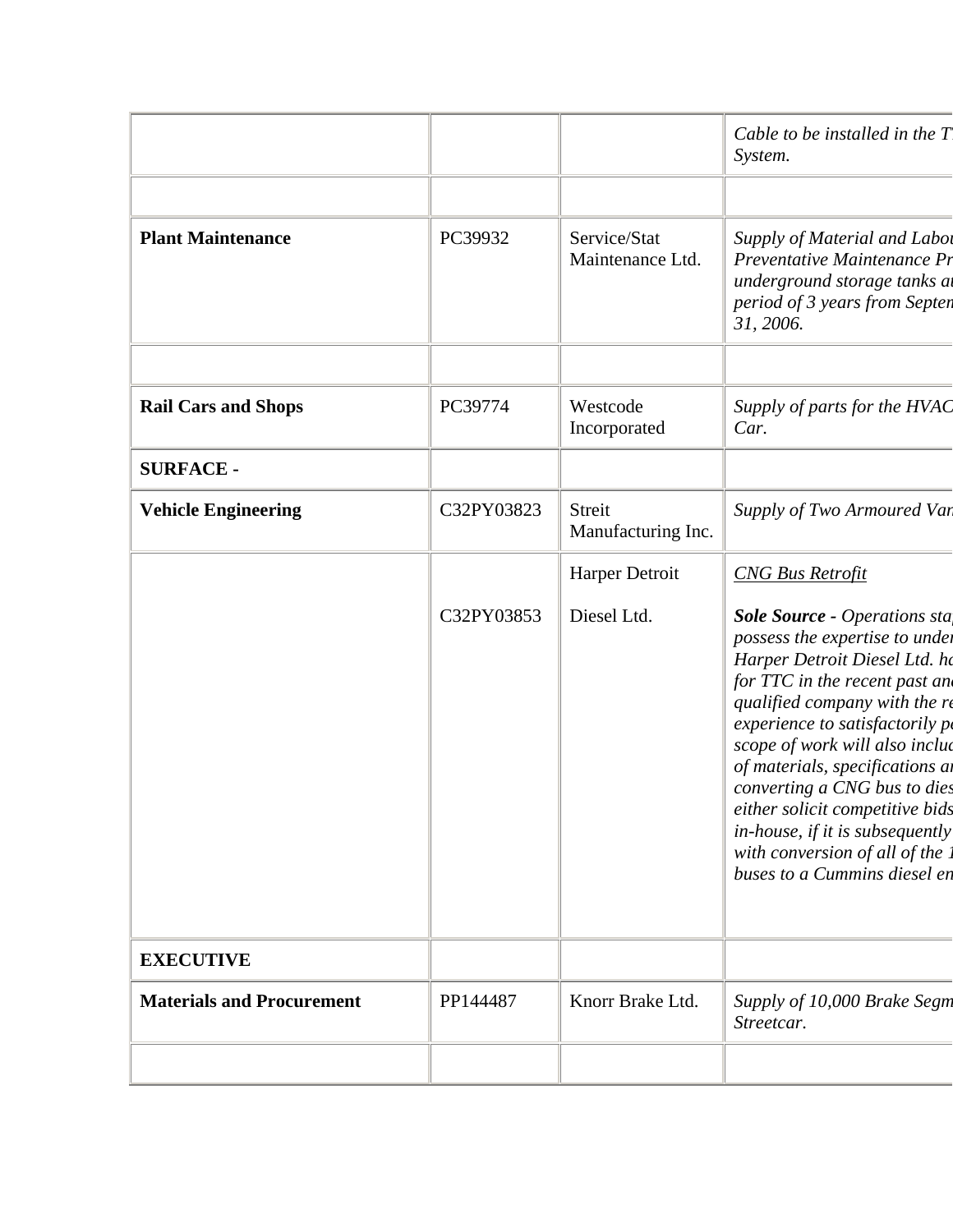| | | | |
|---|---|---|---|
| | | | *Cable to be installed in the T System.* |
| | | | |
| **Plant Maintenance** | PC39932 | Service/Stat Maintenance Ltd. | *Supply of Material and Labou Preventative Maintenance Pr underground storage tanks at period of 3 years from Septem 31, 2006.* |
| | | | |
| **Rail Cars and Shops** | PC39774 | Westcode Incorporated | *Supply of parts for the HVAC Car.* |
| **SURFACE -** | | | |
| **Vehicle Engineering** | C32PY03823 | Streit Manufacturing Inc. | *Supply of Two Armoured Van* |
| | C32PY03853 | Harper Detroit Diesel Ltd. | *CNG Bus Retrofit* <br><br> ***Sole Source** - Operations sta possess the expertise to under Harper Detroit Diesel Ltd. ha for TTC in the recent past and qualified company with the re experience to satisfactorily pe scope of work will also includ of materials, specifications an converting a CNG bus to dies either solicit competitive bids in-house, if it is subsequently with conversion of all of the 1 buses to a Cummins diesel en* |
| **EXECUTIVE** | | | |
| **Materials and Procurement** | PP144487 | Knorr Brake Ltd. | *Supply of 10,000 Brake Segm Streetcar.* |
| | | | |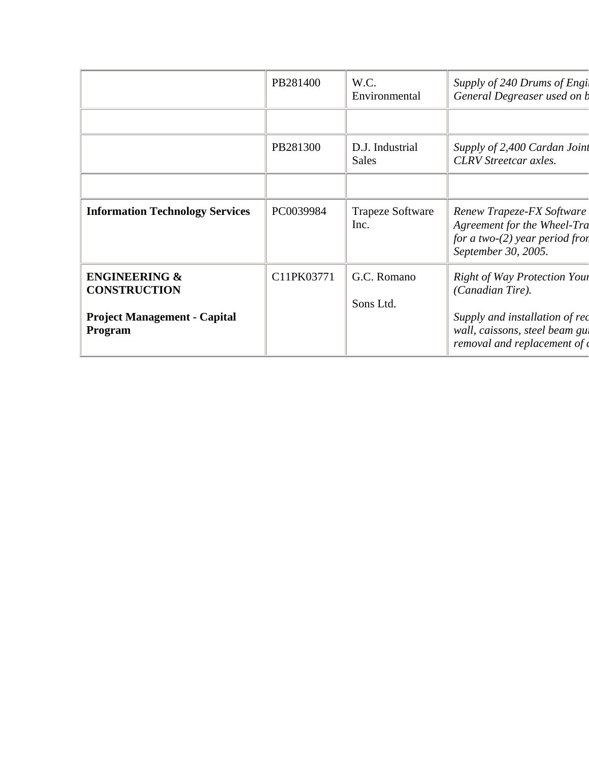| | | | |
|---|---|---|---|
| | PB281400 | W.C. Environmental | *Supply of 240 Drums of Engi General Degreaser used on b* |
| | | | |
| | PB281300 | D.J. Industrial Sales | *Supply of 2,400 Cardan Joint CLRV Streetcar axles.* |
| | | | |
| **Information Technology Services** | PC0039984 | Trapeze Software Inc. | *Renew Trapeze-FX Software Agreement for the Wheel-Tra for a two-(2) year period fron September 30, 2005.* |
| **ENGINEERING & CONSTRUCTION**<br><br>**Project Management - Capital Program** | C11PK03771 | G.C. Romano<br><br>Sons Ltd. | *Right of Way Protection Youn (Canadian Tire).*<br><br>*Supply and installation of rec wall, caissons, steel beam gu removal and replacement of* |